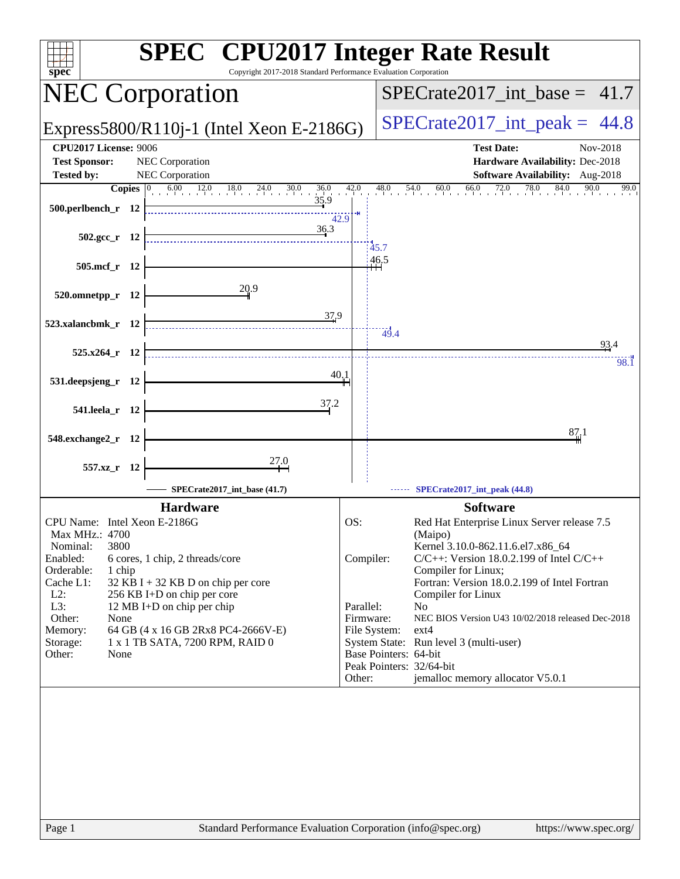# SPEC CPU2017 Integer Rate Result

Copyright 2017-2018 Standard Performance Evaluation Corporation

## NEC Corporation

Express5800/R110j-1 (Intel Xeon E-2186G)

SPECrate2017_int_base = 41.7

SPECrate2017_int_peak = 44.8

**CPU2017 License:** 9006
**Test Sponsor:** NEC Corporation
**Tested by:** NEC Corporation

**Test Date:** Nov-2018
**Hardware Availability:** Dec-2018
**Software Availability:** Aug-2018

| Benchmark | Copies | Base | Peak |
|---|---|---|---|
| 500.perlbench_r | 12 | 35.9 | 42.9 |
| 502.gcc_r | 12 | 36.3 | 45.7 |
| 505.mcf_r | 12 | 46.5 | |
| 520.omnetpp_r | 12 | 20.9 | |
| 523.xalancbmk_r | 12 | 37.9 | 49.4 |
| 525.x264_r | 12 | 93.4 | 98.1 |
| 531.deepsjeng_r | 12 | 40.1 | |
| 541.leela_r | 12 | 37.2 | |
| 548.exchange2_r | 12 | 87.1 | |
| 557.xz_r | 12 | 27.0 | |

SPECrate2017_int_base (41.7) — SPECrate2017_int_peak (44.8)

### Hardware

| | |
|---|---|
| CPU Name: | Intel Xeon E-2186G |
| Max MHz.: | 4700 |
| Nominal: | 3800 |
| Enabled: | 6 cores, 1 chip, 2 threads/core |
| Orderable: | 1 chip |
| Cache L1: | 32 KB I + 32 KB D on chip per core |
| L2: | 256 KB I+D on chip per core |
| L3: | 12 MB I+D on chip per chip |
| Other: | None |
| Memory: | 64 GB (4 x 16 GB 2Rx8 PC4-2666V-E) |
| Storage: | 1 x 1 TB SATA, 7200 RPM, RAID 0 |
| Other: | None |

### Software

| | |
|---|---|
| OS: | Red Hat Enterprise Linux Server release 7.5 (Maipo) Kernel 3.10.0-862.11.6.el7.x86_64 |
| Compiler: | C/C++: Version 18.0.2.199 of Intel C/C++ Compiler for Linux; Fortran: Version 18.0.2.199 of Intel Fortran Compiler for Linux |
| Parallel: | No |
| Firmware: | NEC BIOS Version U43 10/02/2018 released Dec-2018 |
| File System: | ext4 |
| System State: | Run level 3 (multi-user) |
| Base Pointers: | 64-bit |
| Peak Pointers: | 32/64-bit |
| Other: | jemalloc memory allocator V5.0.1 |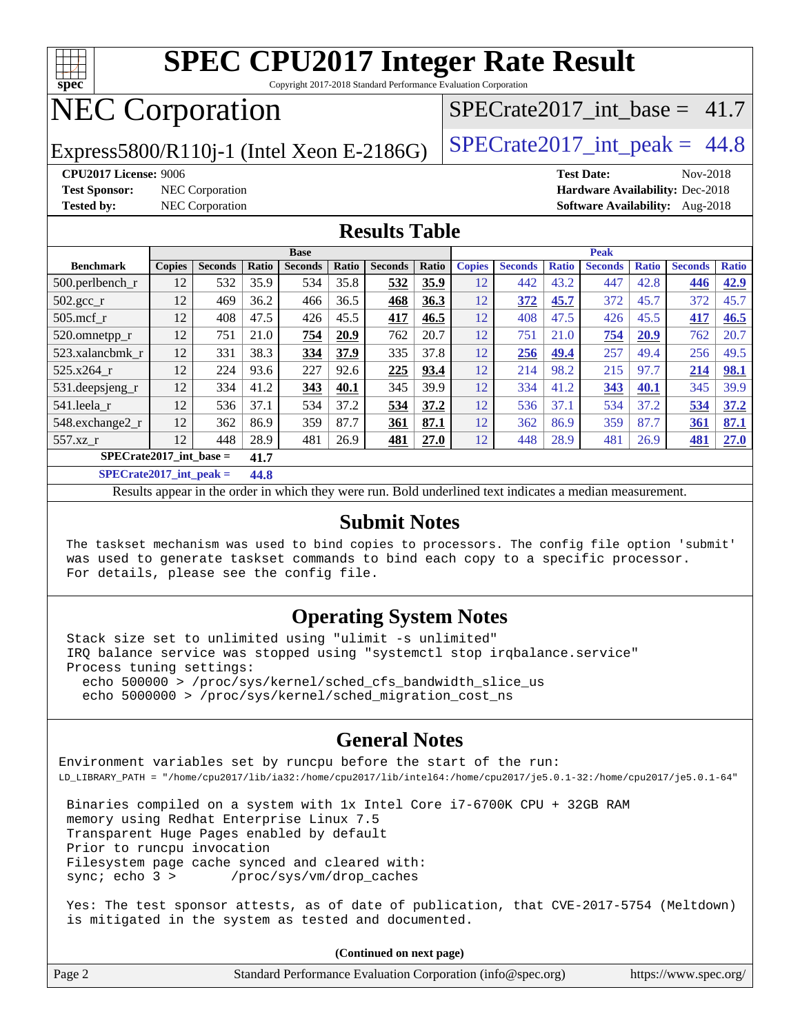# SPEC CPU2017 Integer Rate Result

Copyright 2017-2018 Standard Performance Evaluation Corporation

## NEC Corporation

Express5800/R110j-1 (Intel Xeon E-2186G)

SPECrate2017_int_base = 41.7

SPECrate2017_int_peak = 44.8

**CPU2017 License:** 9006
**Test Sponsor:** NEC Corporation
**Tested by:** NEC Corporation

**Test Date:** Nov-2018
**Hardware Availability:** Dec-2018
**Software Availability:** Aug-2018

## Results Table

| | Base | | | | | | | Peak | | | | | | |
|---|---|---|---|---|---|---|---|---|---|---|---|---|---|---|
| **Benchmark** | **Copies** | **Seconds** | **Ratio** | **Seconds** | **Ratio** | **Seconds** | **Ratio** | **Copies** | **Seconds** | **Ratio** | **Seconds** | **Ratio** | **Seconds** | **Ratio** |
| 500.perlbench_r | 12 | 532 | 35.9 | 534 | 35.8 | **532** | **35.9** | 12 | 442 | 43.2 | 447 | 42.8 | **446** | **42.9** |
| 502.gcc_r | 12 | 469 | 36.2 | 466 | 36.5 | **468** | **36.3** | 12 | **372** | **45.7** | 372 | 45.7 | 372 | 45.7 |
| 505.mcf_r | 12 | 408 | 47.5 | 426 | 45.5 | **417** | **46.5** | 12 | 408 | 47.5 | 426 | 45.5 | **417** | **46.5** |
| 520.omnetpp_r | 12 | 751 | 21.0 | **754** | **20.9** | 762 | 20.7 | 12 | 751 | 21.0 | **754** | **20.9** | 762 | 20.7 |
| 523.xalancbmk_r | 12 | 331 | 38.3 | **334** | **37.9** | 335 | 37.8 | 12 | **256** | **49.4** | 257 | 49.4 | 256 | 49.5 |
| 525.x264_r | 12 | 224 | 93.6 | 227 | 92.6 | **225** | **93.4** | 12 | 214 | 98.2 | 215 | 97.7 | **214** | **98.1** |
| 531.deepsjeng_r | 12 | 334 | 41.2 | **343** | **40.1** | 345 | 39.9 | 12 | 334 | 41.2 | **343** | **40.1** | 345 | 39.9 |
| 541.leela_r | 12 | 536 | 37.1 | 534 | 37.2 | **534** | **37.2** | 12 | 536 | 37.1 | 534 | 37.2 | **534** | **37.2** |
| 548.exchange2_r | 12 | 362 | 86.9 | 359 | 87.7 | **361** | **87.1** | 12 | 362 | 86.9 | 359 | 87.7 | **361** | **87.1** |
| 557.xz_r | 12 | 448 | 28.9 | 481 | 26.9 | **481** | **27.0** | 12 | 448 | 28.9 | 481 | 26.9 | **481** | **27.0** |

**SPECrate2017_int_base = 41.7**

**SPECrate2017_int_peak = 44.8**

Results appear in the order in which they were run. Bold underlined text indicates a median measurement.

## Submit Notes

```
The taskset mechanism was used to bind copies to processors. The config file option 'submit'
was used to generate taskset commands to bind each copy to a specific processor.
For details, please see the config file.
```

## Operating System Notes

```
Stack size set to unlimited using "ulimit -s unlimited"
IRQ balance service was stopped using "systemctl stop irqbalance.service"
Process tuning settings:
  echo 500000 > /proc/sys/kernel/sched_cfs_bandwidth_slice_us
  echo 5000000 > /proc/sys/kernel/sched_migration_cost_ns
```

## General Notes

```
Environment variables set by runcpu before the start of the run:
LD_LIBRARY_PATH = "/home/cpu2017/lib/ia32:/home/cpu2017/lib/intel64:/home/cpu2017/je5.0.1-32:/home/cpu2017/je5.0.1-64"

 Binaries compiled on a system with 1x Intel Core i7-6700K CPU + 32GB RAM
 memory using Redhat Enterprise Linux 7.5
 Transparent Huge Pages enabled by default
 Prior to runcpu invocation
 Filesystem page cache synced and cleared with:
 sync; echo 3 >       /proc/sys/vm/drop_caches

 Yes: The test sponsor attests, as of date of publication, that CVE-2017-5754 (Meltdown)
 is mitigated in the system as tested and documented.
```

**(Continued on next page)**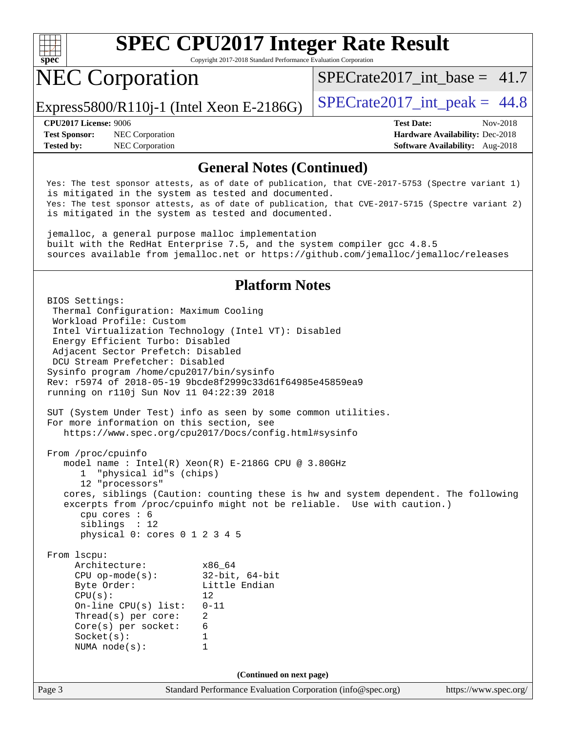# SPEC CPU2017 Integer Rate Result

Copyright 2017-2018 Standard Performance Evaluation Corporation

## NEC Corporation

Express5800/R110j-1 (Intel Xeon E-2186G)

SPECrate2017_int_base = 41.7

SPECrate2017_int_peak = 44.8

**CPU2017 License:** 9006
**Test Sponsor:** NEC Corporation
**Tested by:** NEC Corporation

**Test Date:** Nov-2018
**Hardware Availability:** Dec-2018
**Software Availability:** Aug-2018

### General Notes (Continued)

```
Yes: The test sponsor attests, as of date of publication, that CVE-2017-5753 (Spectre variant 1)
is mitigated in the system as tested and documented.
Yes: The test sponsor attests, as of date of publication, that CVE-2017-5715 (Spectre variant 2)
is mitigated in the system as tested and documented.

jemalloc, a general purpose malloc implementation
built with the RedHat Enterprise 7.5, and the system compiler gcc 4.8.5
sources available from jemalloc.net or https://github.com/jemalloc/jemalloc/releases
```

### Platform Notes

```
BIOS Settings:
 Thermal Configuration: Maximum Cooling
 Workload Profile: Custom
 Intel Virtualization Technology (Intel VT): Disabled
 Energy Efficient Turbo: Disabled
 Adjacent Sector Prefetch: Disabled
 DCU Stream Prefetcher: Disabled
Sysinfo program /home/cpu2017/bin/sysinfo
Rev: r5974 of 2018-05-19 9bcde8f2999c33d61f64985e45859ea9
running on r110j Sun Nov 11 04:22:39 2018

SUT (System Under Test) info as seen by some common utilities.
For more information on this section, see
   https://www.spec.org/cpu2017/Docs/config.html#sysinfo

From /proc/cpuinfo
   model name : Intel(R) Xeon(R) E-2186G CPU @ 3.80GHz
      1  "physical id"s (chips)
      12 "processors"
   cores, siblings (Caution: counting these is hw and system dependent. The following
   excerpts from /proc/cpuinfo might not be reliable.  Use with caution.)
      cpu cores : 6
      siblings  : 12
      physical 0: cores 0 1 2 3 4 5

From lscpu:
     Architecture:          x86_64
     CPU op-mode(s):        32-bit, 64-bit
     Byte Order:            Little Endian
     CPU(s):                12
     On-line CPU(s) list:   0-11
     Thread(s) per core:    2
     Core(s) per socket:    6
     Socket(s):             1
     NUMA node(s):          1
```

(Continued on next page)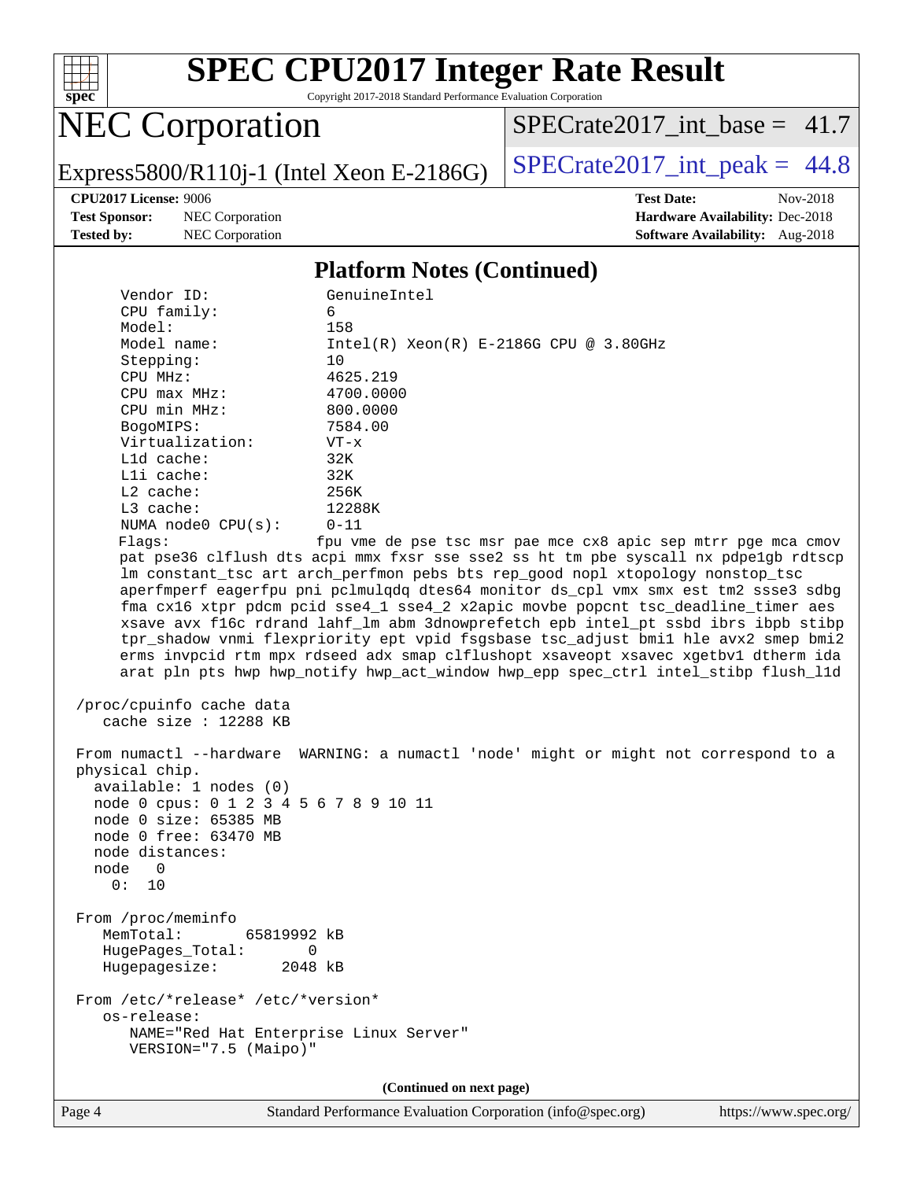# SPEC CPU2017 Integer Rate Result

Copyright 2017-2018 Standard Performance Evaluation Corporation

## NEC Corporation

Express5800/R110j-1 (Intel Xeon E-2186G)

SPECrate2017_int_base = 41.7

SPECrate2017_int_peak = 44.8

**CPU2017 License:** 9006
**Test Sponsor:** NEC Corporation
**Tested by:** NEC Corporation

**Test Date:** Nov-2018
**Hardware Availability:** Dec-2018
**Software Availability:** Aug-2018

### Platform Notes (Continued)

```
      Vendor ID:              GenuineIntel
      CPU family:             6
      Model:                  158
      Model name:             Intel(R) Xeon(R) E-2186G CPU @ 3.80GHz
      Stepping:               10
      CPU MHz:                4625.219
      CPU max MHz:            4700.0000
      CPU min MHz:            800.0000
      BogoMIPS:               7584.00
      Virtualization:         VT-x
      L1d cache:              32K
      L1i cache:              32K
      L2 cache:               256K
      L3 cache:               12288K
      NUMA node0 CPU(s):      0-11
      Flags:                 fpu vme de pse tsc msr pae mce cx8 apic sep mtrr pge mca cmov
      pat pse36 clflush dts acpi mmx fxsr sse sse2 ss ht tm pbe syscall nx pdpe1gb rdtscp
      lm constant_tsc art arch_perfmon pebs bts rep_good nopl xtopology nonstop_tsc
      aperfmperf eagerfpu pni pclmulqdq dtes64 monitor ds_cpl vmx smx est tm2 ssse3 sdbg
      fma cx16 xtpr pdcm pcid sse4_1 sse4_2 x2apic movbe popcnt tsc_deadline_timer aes
      xsave avx f16c rdrand lahf_lm abm 3dnowprefetch epb intel_pt ssbd ibrs ibpb stibp
      tpr_shadow vnmi flexpriority ept vpid fsgsbase tsc_adjust bmi1 hle avx2 smep bmi2
      erms invpcid rtm mpx rdseed adx smap clflushopt xsaveopt xsavec xgetbv1 dtherm ida
      arat pln pts hwp hwp_notify hwp_act_window hwp_epp spec_ctrl intel_stibp flush_l1d

 /proc/cpuinfo cache data
    cache size : 12288 KB

 From numactl --hardware  WARNING: a numactl 'node' might or might not correspond to a
 physical chip.
   available: 1 nodes (0)
   node 0 cpus: 0 1 2 3 4 5 6 7 8 9 10 11
   node 0 size: 65385 MB
   node 0 free: 63470 MB
   node distances:
   node   0
     0:  10

 From /proc/meminfo
    MemTotal:       65819992 kB
    HugePages_Total:       0
    Hugepagesize:       2048 kB

 From /etc/*release* /etc/*version*
    os-release:
       NAME="Red Hat Enterprise Linux Server"
       VERSION="7.5 (Maipo)"
```

**(Continued on next page)**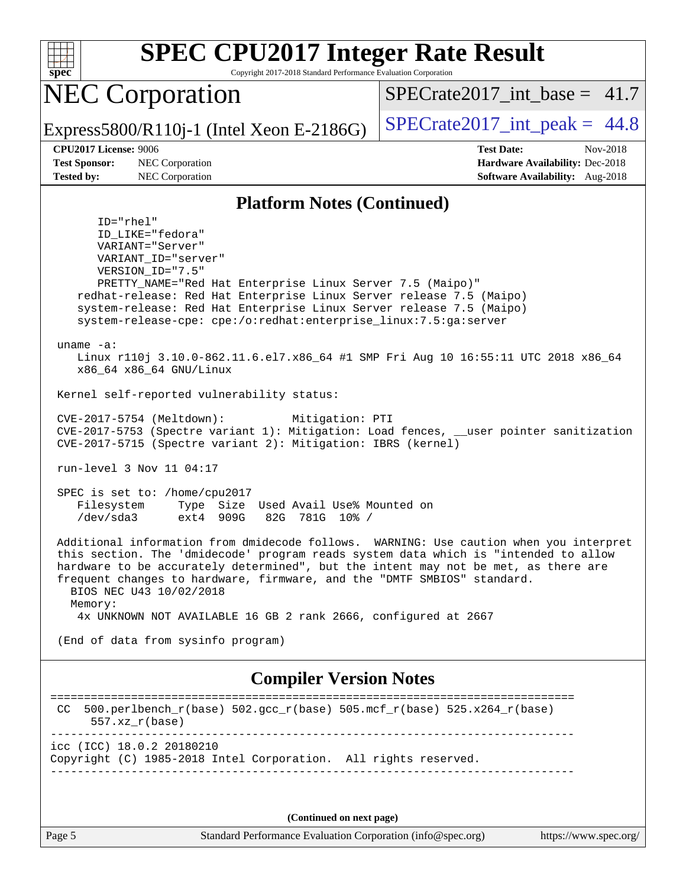## Platform Notes (Continued)

```
        ID="rhel"
        ID_LIKE="fedora"
        VARIANT="Server"
        VARIANT_ID="server"
        VERSION_ID="7.5"
        PRETTY_NAME="Red Hat Enterprise Linux Server 7.5 (Maipo)"
     redhat-release: Red Hat Enterprise Linux Server release 7.5 (Maipo)
     system-release: Red Hat Enterprise Linux Server release 7.5 (Maipo)
     system-release-cpe: cpe:/o:redhat:enterprise_linux:7.5:ga:server

  uname -a:
     Linux r110j 3.10.0-862.11.6.el7.x86_64 #1 SMP Fri Aug 10 16:55:11 UTC 2018 x86_64
     x86_64 x86_64 GNU/Linux

  Kernel self-reported vulnerability status:

  CVE-2017-5754 (Meltdown):          Mitigation: PTI
  CVE-2017-5753 (Spectre variant 1): Mitigation: Load fences, __user pointer sanitization
  CVE-2017-5715 (Spectre variant 2): Mitigation: IBRS (kernel)

  run-level 3 Nov 11 04:17

  SPEC is set to: /home/cpu2017
     Filesystem     Type  Size  Used Avail Use% Mounted on
     /dev/sda3      ext4  909G   82G  781G  10% /

  Additional information from dmidecode follows.  WARNING: Use caution when you interpret
  this section. The 'dmidecode' program reads system data which is "intended to allow
  hardware to be accurately determined", but the intent may not be met, as there are
  frequent changes to hardware, firmware, and the "DMTF SMBIOS" standard.
    BIOS NEC U43 10/02/2018
    Memory:
     4x UNKNOWN NOT AVAILABLE 16 GB 2 rank 2666, configured at 2667

  (End of data from sysinfo program)
```

## Compiler Version Notes

```
==============================================================================
 CC  500.perlbench_r(base) 502.gcc_r(base) 505.mcf_r(base) 525.x264_r(base)
      557.xz_r(base)
------------------------------------------------------------------------------
icc (ICC) 18.0.2 20180210
Copyright (C) 1985-2018 Intel Corporation.  All rights reserved.
------------------------------------------------------------------------------
```

(Continued on next page)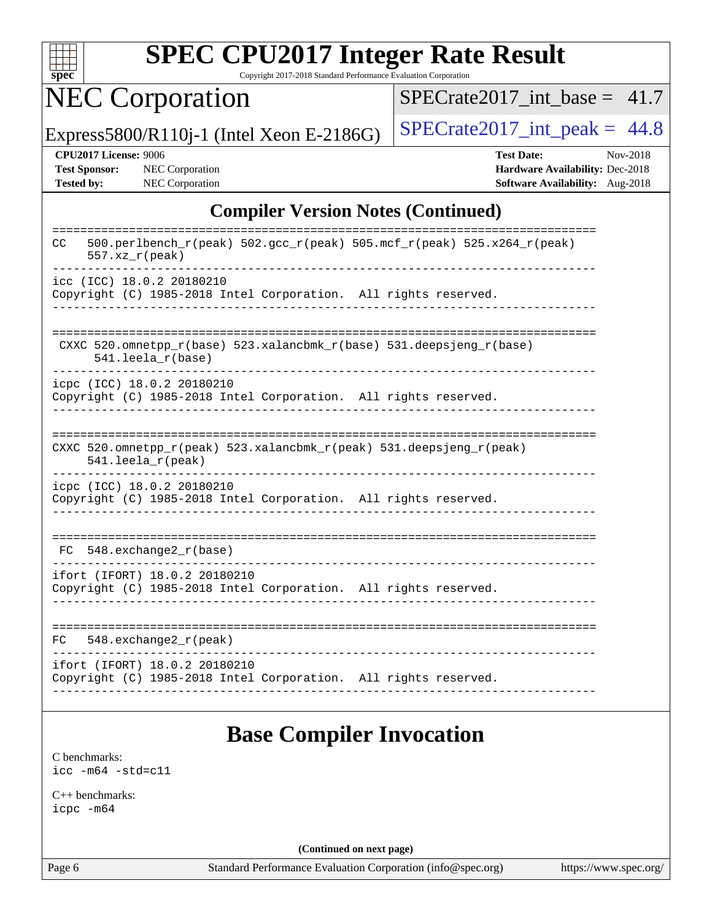# Compiler Version Notes (Continued)

```
==============================================================================
CC   500.perlbench_r(peak) 502.gcc_r(peak) 505.mcf_r(peak) 525.x264_r(peak)
     557.xz_r(peak)
------------------------------------------------------------------------------
icc (ICC) 18.0.2 20180210
Copyright (C) 1985-2018 Intel Corporation.  All rights reserved.
------------------------------------------------------------------------------

==============================================================================
 CXXC 520.omnetpp_r(base) 523.xalancbmk_r(base) 531.deepsjeng_r(base)
      541.leela_r(base)
------------------------------------------------------------------------------
icpc (ICC) 18.0.2 20180210
Copyright (C) 1985-2018 Intel Corporation.  All rights reserved.
------------------------------------------------------------------------------

==============================================================================
CXXC 520.omnetpp_r(peak) 523.xalancbmk_r(peak) 531.deepsjeng_r(peak)
     541.leela_r(peak)
------------------------------------------------------------------------------
icpc (ICC) 18.0.2 20180210
Copyright (C) 1985-2018 Intel Corporation.  All rights reserved.
------------------------------------------------------------------------------

==============================================================================
 FC  548.exchange2_r(base)
------------------------------------------------------------------------------
ifort (IFORT) 18.0.2 20180210
Copyright (C) 1985-2018 Intel Corporation.  All rights reserved.
------------------------------------------------------------------------------

==============================================================================
FC   548.exchange2_r(peak)
------------------------------------------------------------------------------
ifort (IFORT) 18.0.2 20180210
Copyright (C) 1985-2018 Intel Corporation.  All rights reserved.
------------------------------------------------------------------------------
```

# Base Compiler Invocation

C benchmarks:
icc -m64 -std=c11

C++ benchmarks:
icpc -m64

**(Continued on next page)**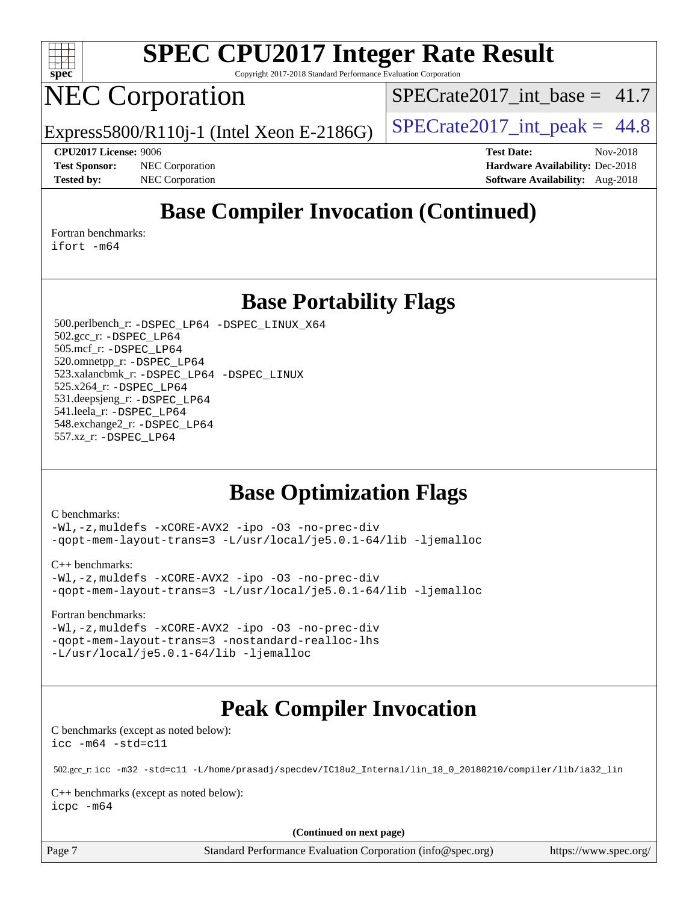## Base Compiler Invocation (Continued)

Fortran benchmarks:
```
ifort -m64
```

## Base Portability Flags

500.perlbench_r: `-DSPEC_LP64 -DSPEC_LINUX_X64`
502.gcc_r: `-DSPEC_LP64`
505.mcf_r: `-DSPEC_LP64`
520.omnetpp_r: `-DSPEC_LP64`
523.xalancbmk_r: `-DSPEC_LP64 -DSPEC_LINUX`
525.x264_r: `-DSPEC_LP64`
531.deepsjeng_r: `-DSPEC_LP64`
541.leela_r: `-DSPEC_LP64`
548.exchange2_r: `-DSPEC_LP64`
557.xz_r: `-DSPEC_LP64`

## Base Optimization Flags

C benchmarks:
```
-Wl,-z,muldefs -xCORE-AVX2 -ipo -O3 -no-prec-div
-qopt-mem-layout-trans=3 -L/usr/local/je5.0.1-64/lib -ljemalloc
```

C++ benchmarks:
```
-Wl,-z,muldefs -xCORE-AVX2 -ipo -O3 -no-prec-div
-qopt-mem-layout-trans=3 -L/usr/local/je5.0.1-64/lib -ljemalloc
```

Fortran benchmarks:
```
-Wl,-z,muldefs -xCORE-AVX2 -ipo -O3 -no-prec-div
-qopt-mem-layout-trans=3 -nostandard-realloc-lhs
-L/usr/local/je5.0.1-64/lib -ljemalloc
```

## Peak Compiler Invocation

C benchmarks (except as noted below):
```
icc -m64 -std=c11
```

502.gcc_r: `icc -m32 -std=c11 -L/home/prasadj/specdev/IC18u2_Internal/lin_18_0_20180210/compiler/lib/ia32_lin`

C++ benchmarks (except as noted below):
```
icpc -m64
```

**(Continued on next page)**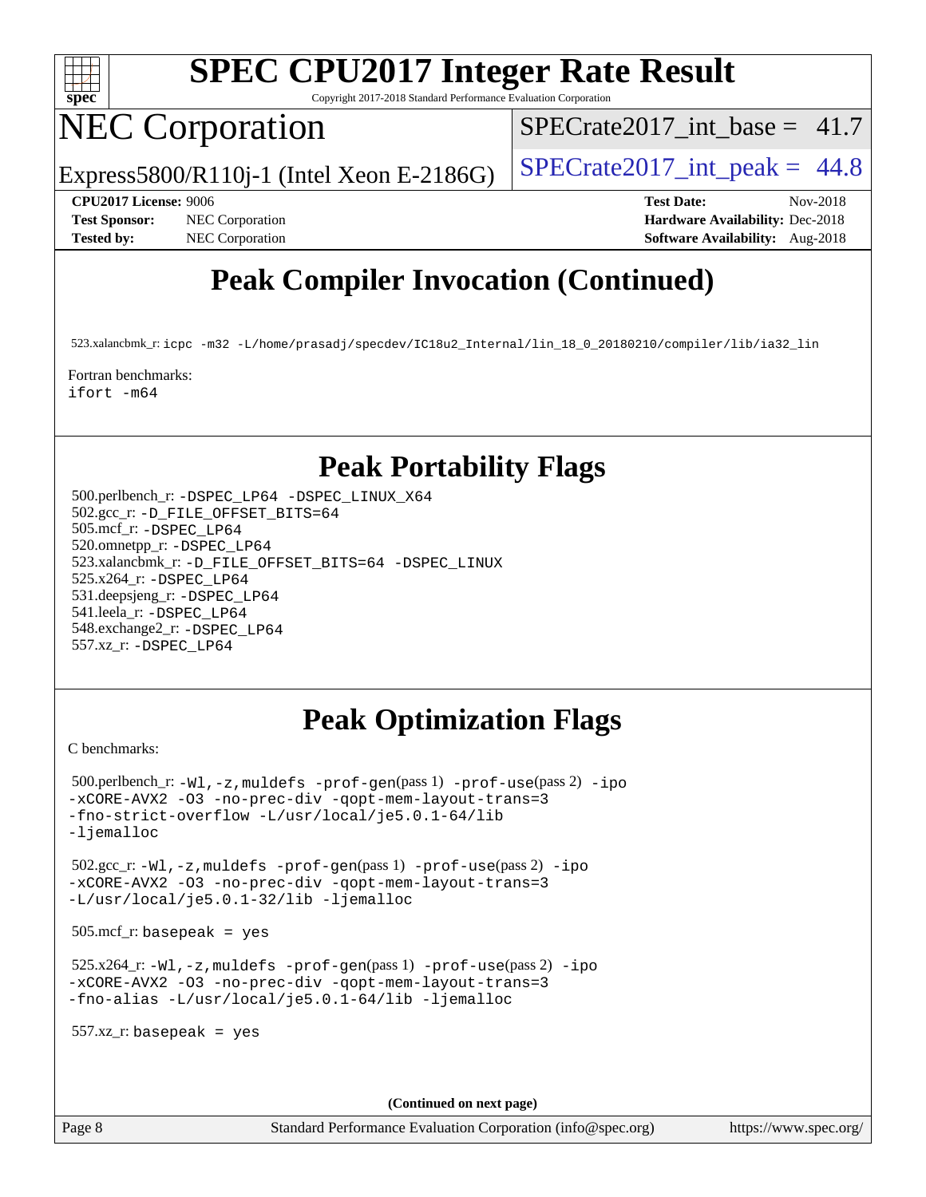# SPEC CPU2017 Integer Rate Result

Copyright 2017-2018 Standard Performance Evaluation Corporation

# NEC Corporation

Express5800/R110j-1 (Intel Xeon E-2186G)

SPECrate2017_int_base = 41.7

SPECrate2017_int_peak = 44.8

**CPU2017 License:** 9006
**Test Sponsor:** NEC Corporation
**Tested by:** NEC Corporation

**Test Date:** Nov-2018
**Hardware Availability:** Dec-2018
**Software Availability:** Aug-2018

## Peak Compiler Invocation (Continued)

523.xalancbmk_r: `icpc -m32 -L/home/prasadj/specdev/IC18u2_Internal/lin_18_0_20180210/compiler/lib/ia32_lin`

Fortran benchmarks:
`ifort -m64`

## Peak Portability Flags

500.perlbench_r: `-DSPEC_LP64 -DSPEC_LINUX_X64`
502.gcc_r: `-D_FILE_OFFSET_BITS=64`
505.mcf_r: `-DSPEC_LP64`
520.omnetpp_r: `-DSPEC_LP64`
523.xalancbmk_r: `-D_FILE_OFFSET_BITS=64 -DSPEC_LINUX`
525.x264_r: `-DSPEC_LP64`
531.deepsjeng_r: `-DSPEC_LP64`
541.leela_r: `-DSPEC_LP64`
548.exchange2_r: `-DSPEC_LP64`
557.xz_r: `-DSPEC_LP64`

## Peak Optimization Flags

C benchmarks:

500.perlbench_r: `-Wl,-z,muldefs -prof-gen`(pass 1) `-prof-use`(pass 2) `-ipo -xCORE-AVX2 -O3 -no-prec-div -qopt-mem-layout-trans=3 -fno-strict-overflow -L/usr/local/je5.0.1-64/lib -ljemalloc`

502.gcc_r: `-Wl,-z,muldefs -prof-gen`(pass 1) `-prof-use`(pass 2) `-ipo -xCORE-AVX2 -O3 -no-prec-div -qopt-mem-layout-trans=3 -L/usr/local/je5.0.1-32/lib -ljemalloc`

505.mcf_r: `basepeak = yes`

525.x264_r: `-Wl,-z,muldefs -prof-gen`(pass 1) `-prof-use`(pass 2) `-ipo -xCORE-AVX2 -O3 -no-prec-div -qopt-mem-layout-trans=3 -fno-alias -L/usr/local/je5.0.1-64/lib -ljemalloc`

557.xz_r: `basepeak = yes`

**(Continued on next page)**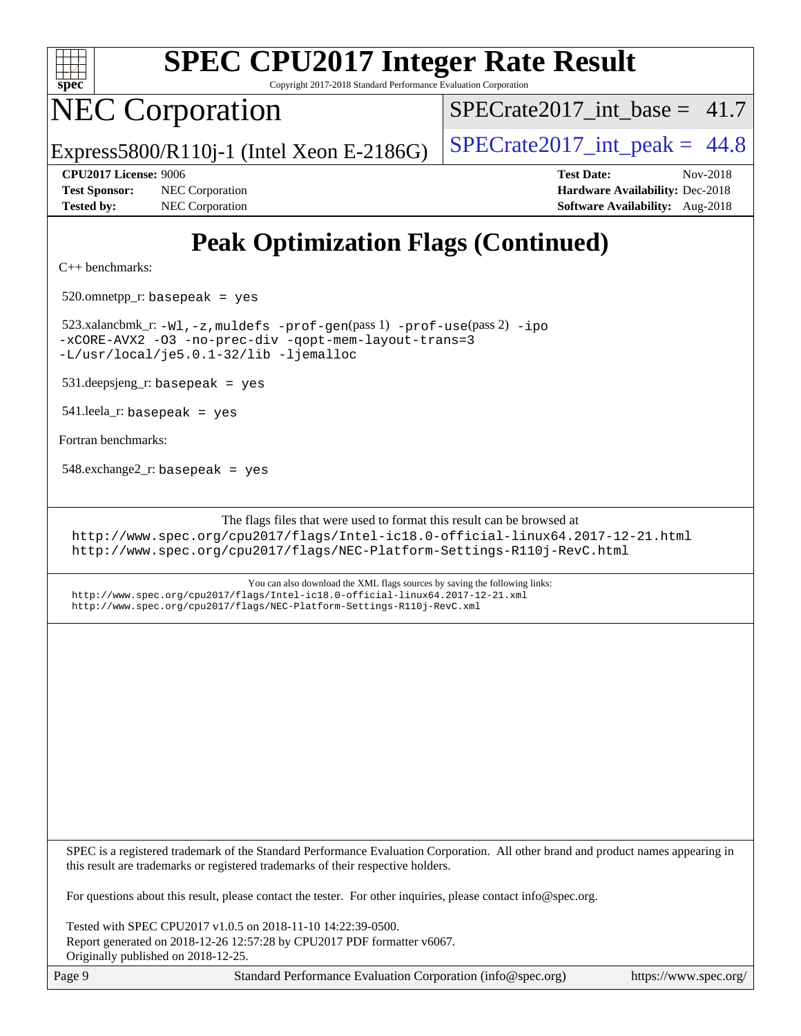# SPEC CPU2017 Integer Rate Result

Copyright 2017-2018 Standard Performance Evaluation Corporation

# NEC Corporation

Express5800/R110j-1 (Intel Xeon E-2186G)

SPECrate2017_int_base = 41.7

SPECrate2017_int_peak = 44.8

**CPU2017 License:** 9006
**Test Sponsor:** NEC Corporation
**Tested by:** NEC Corporation

**Test Date:** Nov-2018
**Hardware Availability:** Dec-2018
**Software Availability:** Aug-2018

## Peak Optimization Flags (Continued)

C++ benchmarks:

520.omnetpp_r: `basepeak = yes`

523.xalancbmk_r: `-Wl,-z,muldefs -prof-gen`(pass 1) `-prof-use`(pass 2) `-ipo -xCORE-AVX2 -O3 -no-prec-div -qopt-mem-layout-trans=3 -L/usr/local/je5.0.1-32/lib -ljemalloc`

531.deepsjeng_r: `basepeak = yes`

541.leela_r: `basepeak = yes`

Fortran benchmarks:

548.exchange2_r: `basepeak = yes`

The flags files that were used to format this result can be browsed at
http://www.spec.org/cpu2017/flags/Intel-ic18.0-official-linux64.2017-12-21.html
http://www.spec.org/cpu2017/flags/NEC-Platform-Settings-R110j-RevC.html

You can also download the XML flags sources by saving the following links:
http://www.spec.org/cpu2017/flags/Intel-ic18.0-official-linux64.2017-12-21.xml
http://www.spec.org/cpu2017/flags/NEC-Platform-Settings-R110j-RevC.xml

SPEC is a registered trademark of the Standard Performance Evaluation Corporation. All other brand and product names appearing in this result are trademarks or registered trademarks of their respective holders.

For questions about this result, please contact the tester. For other inquiries, please contact info@spec.org.

Tested with SPEC CPU2017 v1.0.5 on 2018-11-10 14:22:39-0500.
Report generated on 2018-12-26 12:57:28 by CPU2017 PDF formatter v6067.
Originally published on 2018-12-25.